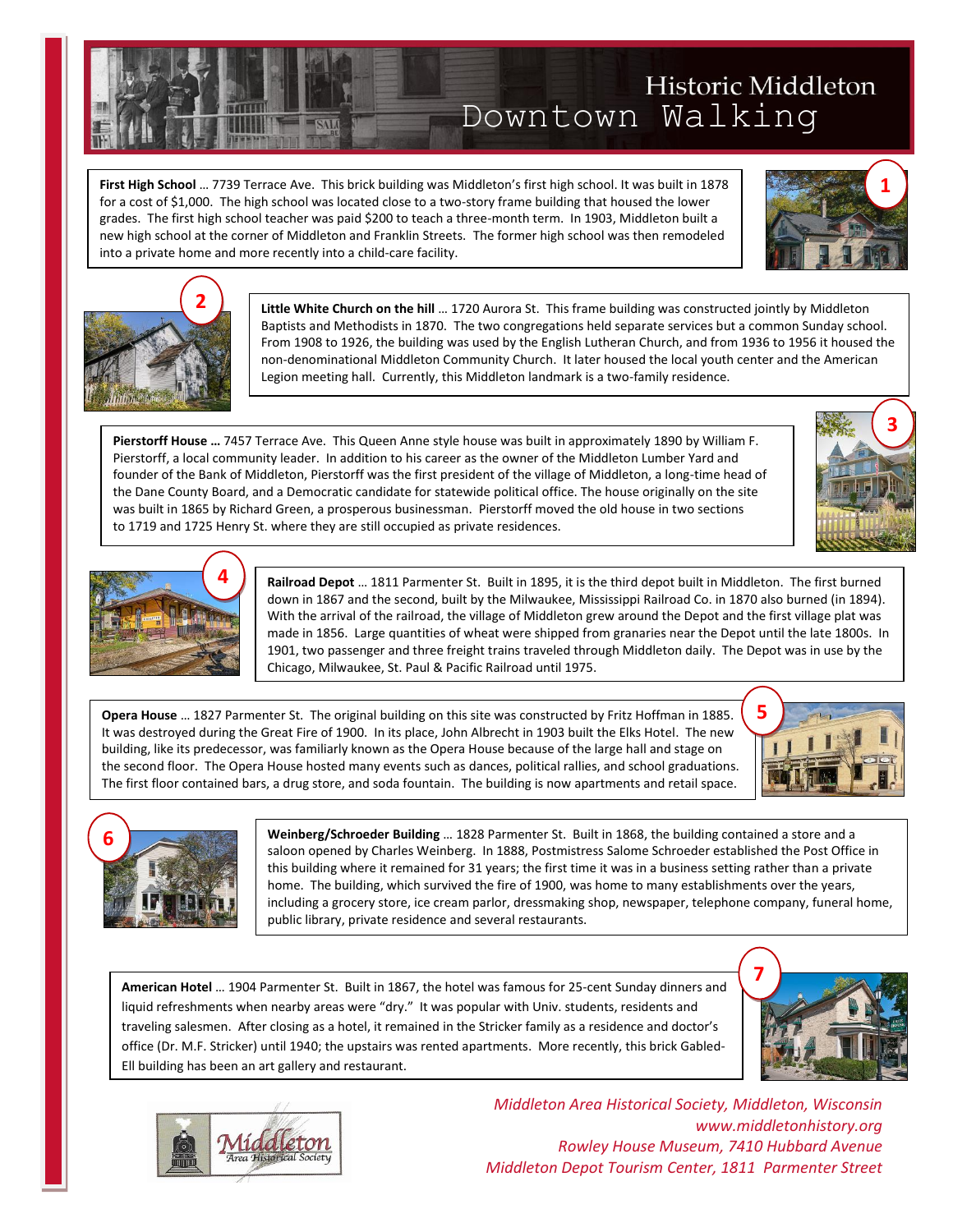# Historic Middleton Downtown Walking

**1**

**First High School** … 7739 Terrace Ave. This brick building was Middleton's first high school. It was built in 1878 for a cost of $1,000. The high school was located close to a two-story frame building that housed the lower grades. The first high school teacher was paid $200 to teach a three-month term. In 1903, Middleton built a new high school at the corner of Middleton and Franklin Streets. The former high school was then remodeled into a private home and more recently into a child-care facility.

**2**

**Little White Church on the hill** … 1720 Aurora St. This frame building was constructed jointly by Middleton Baptists and Methodists in 1870. The two congregations held separate services but a common Sunday school. From 1908 to 1926, the building was used by the English Lutheran Church, and from 1936 to 1956 it housed the non-denominational Middleton Community Church. It later housed the local youth center and the American Legion meeting hall. Currently, this Middleton landmark is a two-family residence.

**3**

**Pierstorff House …** 7457 Terrace Ave. This Queen Anne style house was built in approximately 1890 by William F. Pierstorff, a local community leader. In addition to his career as the owner of the Middleton Lumber Yard and founder of the Bank of Middleton, Pierstorff was the first president of the village of Middleton, a long-time head of the Dane County Board, and a Democratic candidate for statewide political office. The house originally on the site was built in 1865 by Richard Green, a prosperous businessman. Pierstorff moved the old house in two sections to 1719 and 1725 Henry St. where they are still occupied as private residences.

**4**

**Railroad Depot** … 1811 Parmenter St. Built in 1895, it is the third depot built in Middleton. The first burned down in 1867 and the second, built by the Milwaukee, Mississippi Railroad Co. in 1870 also burned (in 1894). With the arrival of the railroad, the village of Middleton grew around the Depot and the first village plat was made in 1856. Large quantities of wheat were shipped from granaries near the Depot until the late 1800s. In 1901, two passenger and three freight trains traveled through Middleton daily. The Depot was in use by the Chicago, Milwaukee, St. Paul & Pacific Railroad until 1975.

**5**

**Opera House** … 1827 Parmenter St. The original building on this site was constructed by Fritz Hoffman in 1885. It was destroyed during the Great Fire of 1900. In its place, John Albrecht in 1903 built the Elks Hotel. The new building, like its predecessor, was familiarly known as the Opera House because of the large hall and stage on the second floor. The Opera House hosted many events such as dances, political rallies, and school graduations. The first floor contained bars, a drug store, and soda fountain. The building is now apartments and retail space.

**6**

**Weinberg/Schroeder Building** … 1828 Parmenter St. Built in 1868, the building contained a store and a saloon opened by Charles Weinberg. In 1888, Postmistress Salome Schroeder established the Post Office in this building where it remained for 31 years; the first time it was in a business setting rather than a private home. The building, which survived the fire of 1900, was home to many establishments over the years, including a grocery store, ice cream parlor, dressmaking shop, newspaper, telephone company, funeral home, public library, private residence and several restaurants.

**7**

**American Hotel** … 1904 Parmenter St. Built in 1867, the hotel was famous for 25-cent Sunday dinners and liquid refreshments when nearby areas were "dry." It was popular with Univ. students, residents and traveling salesmen. After closing as a hotel, it remained in the Stricker family as a residence and doctor's office (Dr. M.F. Stricker) until 1940; the upstairs was rented apartments. More recently, this brick Gabled-Ell building has been an art gallery and restaurant.

Middleton Area Historical Society

*Middleton Area Historical Society, Middleton, Wisconsin*
*www.middletonhistory.org*
*Rowley House Museum, 7410 Hubbard Avenue*
*Middleton Depot Tourism Center, 1811 Parmenter Street*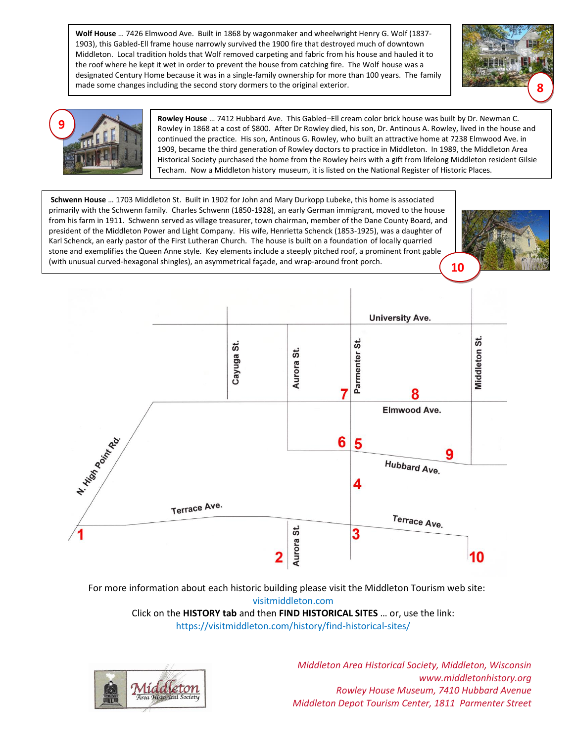**Wolf House** … 7426 Elmwood Ave. Built in 1868 by wagonmaker and wheelwright Henry G. Wolf (1837-1903), this Gabled-Ell frame house narrowly survived the 1900 fire that destroyed much of downtown Middleton. Local tradition holds that Wolf removed carpeting and fabric from his house and hauled it to the roof where he kept it wet in order to prevent the house from catching fire. The Wolf house was a designated Century Home because it was in a single-family ownership for more than 100 years. The family made some changes including the second story dormers to the original exterior.

8

9

**Rowley House** … 7412 Hubbard Ave. This Gabled–Ell cream color brick house was built by Dr. Newman C. Rowley in 1868 at a cost of $800. After Dr Rowley died, his son, Dr. Antinous A. Rowley, lived in the house and continued the practice. His son, Antinous G. Rowley, who built an attractive home at 7238 Elmwood Ave. in 1909, became the third generation of Rowley doctors to practice in Middleton. In 1989, the Middleton Area Historical Society purchased the home from the Rowley heirs with a gift from lifelong Middleton resident Gilsie Techam. Now a Middleton history museum, it is listed on the National Register of Historic Places.

**Schwenn House** … 1703 Middleton St. Built in 1902 for John and Mary Durkopp Lubeke, this home is associated primarily with the Schwenn family. Charles Schwenn (1850-1928), an early German immigrant, moved to the house from his farm in 1911. Schwenn served as village treasurer, town chairman, member of the Dane County Board, and president of the Middleton Power and Light Company. His wife, Henrietta Schenck (1853-1925), was a daughter of Karl Schenck, an early pastor of the First Lutheran Church. The house is built on a foundation of locally quarried stone and exemplifies the Queen Anne style. Key elements include a steeply pitched roof, a prominent front gable (with unusual curved-hexagonal shingles), an asymmetrical façade, and wrap-around front porch.

10

University Ave.
Cayuga St.
Aurora St.
Parmenter St.
Middleton St.
Elmwood Ave.
Hubbard Ave.
N. High Point Rd.
Terrace Ave.
Terrace Ave.
Aurora St.
1
2
3
4
5
6
7
8
9
10

For more information about each historic building please visit the Middleton Tourism web site:
visitmiddleton.com
Click on the **HISTORY tab** and then **FIND HISTORICAL SITES** … or, use the link:
https://visitmiddleton.com/history/find-historical-sites/

Middleton Area Historical Society

*Middleton Area Historical Society, Middleton, Wisconsin*
*www.middletonhistory.org*
*Rowley House Museum, 7410 Hubbard Avenue*
*Middleton Depot Tourism Center, 1811 Parmenter Street*